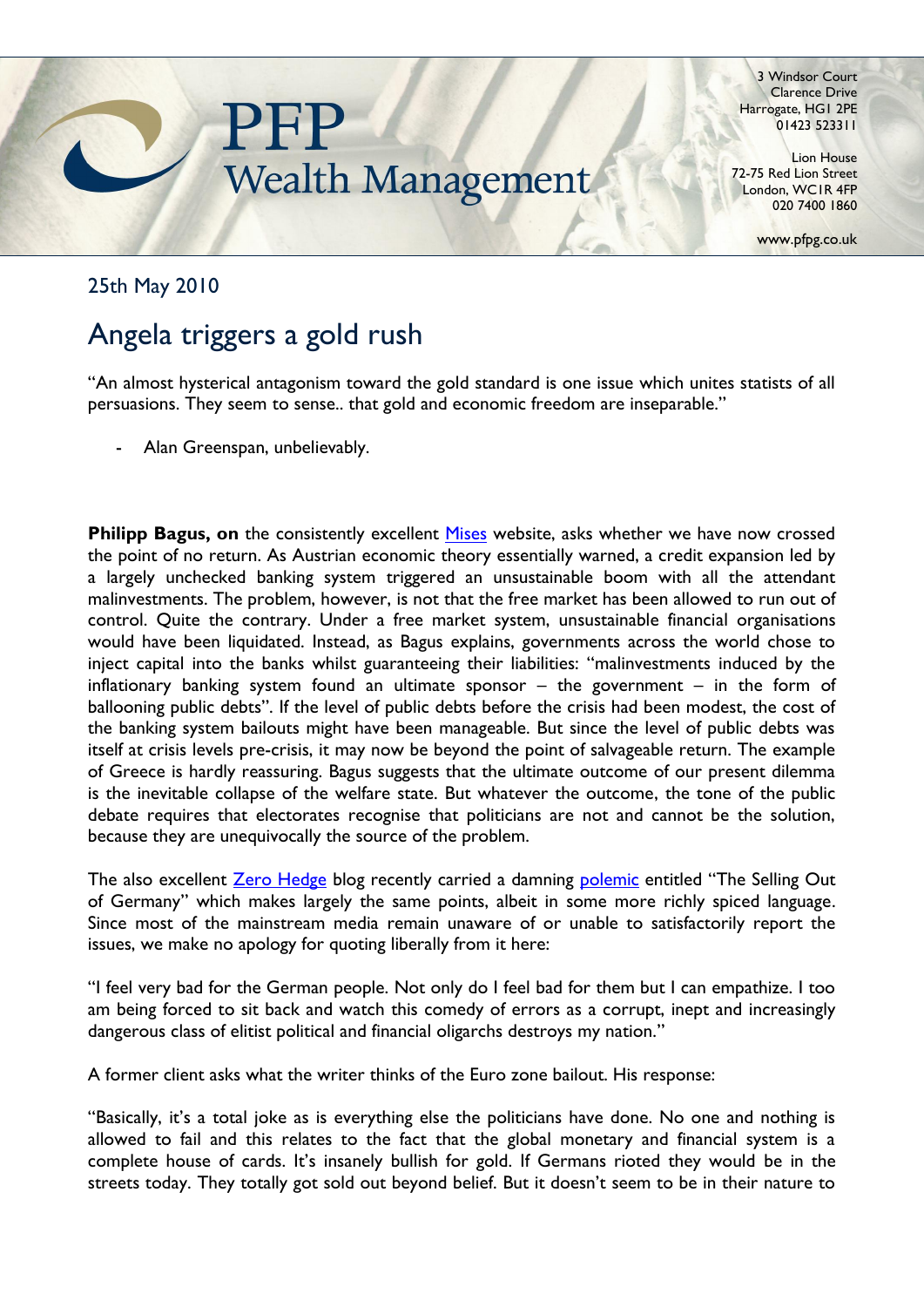PFP Wealth Management

3 Windsor Court
Clarence Drive
Harrogate, HG1 2PE
01423 523311

Lion House
72-75 Red Lion Street
London, WC1R 4FP
020 7400 1860

www.pfpg.co.uk

25th May 2010

# Angela triggers a gold rush

"An almost hysterical antagonism toward the gold standard is one issue which unites statists of all persuasions. They seem to sense.. that gold and economic freedom are inseparable."

- Alan Greenspan, unbelievably.

**Philipp Bagus, on** the consistently excellent Mises website, asks whether we have now crossed the point of no return. As Austrian economic theory essentially warned, a credit expansion led by a largely unchecked banking system triggered an unsustainable boom with all the attendant malinvestments. The problem, however, is not that the free market has been allowed to run out of control. Quite the contrary. Under a free market system, unsustainable financial organisations would have been liquidated. Instead, as Bagus explains, governments across the world chose to inject capital into the banks whilst guaranteeing their liabilities: "malinvestments induced by the inflationary banking system found an ultimate sponsor – the government – in the form of ballooning public debts". If the level of public debts before the crisis had been modest, the cost of the banking system bailouts might have been manageable. But since the level of public debts was itself at crisis levels pre-crisis, it may now be beyond the point of salvageable return. The example of Greece is hardly reassuring. Bagus suggests that the ultimate outcome of our present dilemma is the inevitable collapse of the welfare state. But whatever the outcome, the tone of the public debate requires that electorates recognise that politicians are not and cannot be the solution, because they are unequivocally the source of the problem.

The also excellent Zero Hedge blog recently carried a damning polemic entitled "The Selling Out of Germany" which makes largely the same points, albeit in some more richly spiced language. Since most of the mainstream media remain unaware of or unable to satisfactorily report the issues, we make no apology for quoting liberally from it here:

"I feel very bad for the German people. Not only do I feel bad for them but I can empathize. I too am being forced to sit back and watch this comedy of errors as a corrupt, inept and increasingly dangerous class of elitist political and financial oligarchs destroys my nation."

A former client asks what the writer thinks of the Euro zone bailout. His response:

"Basically, it's a total joke as is everything else the politicians have done. No one and nothing is allowed to fail and this relates to the fact that the global monetary and financial system is a complete house of cards. It's insanely bullish for gold. If Germans rioted they would be in the streets today. They totally got sold out beyond belief. But it doesn't seem to be in their nature to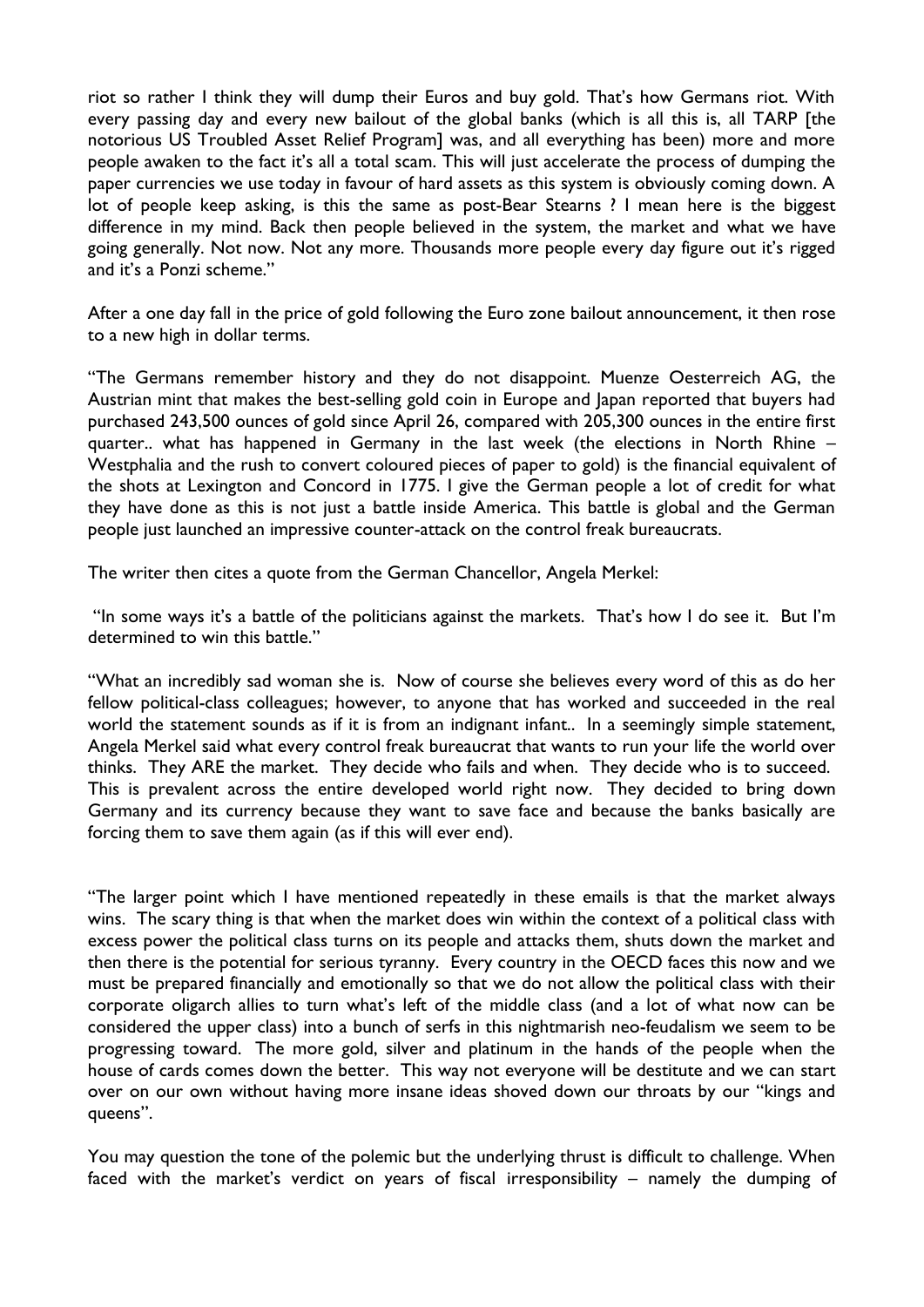riot so rather I think they will dump their Euros and buy gold. That's how Germans riot. With every passing day and every new bailout of the global banks (which is all this is, all TARP [the notorious US Troubled Asset Relief Program] was, and all everything has been) more and more people awaken to the fact it's all a total scam. This will just accelerate the process of dumping the paper currencies we use today in favour of hard assets as this system is obviously coming down. A lot of people keep asking, is this the same as post-Bear Stearns ? I mean here is the biggest difference in my mind. Back then people believed in the system, the market and what we have going generally. Not now. Not any more. Thousands more people every day figure out it's rigged and it's a Ponzi scheme."

After a one day fall in the price of gold following the Euro zone bailout announcement, it then rose to a new high in dollar terms.

"The Germans remember history and they do not disappoint. Muenze Oesterreich AG, the Austrian mint that makes the best-selling gold coin in Europe and Japan reported that buyers had purchased 243,500 ounces of gold since April 26, compared with 205,300 ounces in the entire first quarter.. what has happened in Germany in the last week (the elections in North Rhine – Westphalia and the rush to convert coloured pieces of paper to gold) is the financial equivalent of the shots at Lexington and Concord in 1775. I give the German people a lot of credit for what they have done as this is not just a battle inside America. This battle is global and the German people just launched an impressive counter-attack on the control freak bureaucrats.

The writer then cites a quote from the German Chancellor, Angela Merkel:

"In some ways it's a battle of the politicians against the markets. That's how I do see it. But I'm determined to win this battle."

"What an incredibly sad woman she is. Now of course she believes every word of this as do her fellow political-class colleagues; however, to anyone that has worked and succeeded in the real world the statement sounds as if it is from an indignant infant.. In a seemingly simple statement, Angela Merkel said what every control freak bureaucrat that wants to run your life the world over thinks. They ARE the market. They decide who fails and when. They decide who is to succeed. This is prevalent across the entire developed world right now. They decided to bring down Germany and its currency because they want to save face and because the banks basically are forcing them to save them again (as if this will ever end).

"The larger point which I have mentioned repeatedly in these emails is that the market always wins. The scary thing is that when the market does win within the context of a political class with excess power the political class turns on its people and attacks them, shuts down the market and then there is the potential for serious tyranny. Every country in the OECD faces this now and we must be prepared financially and emotionally so that we do not allow the political class with their corporate oligarch allies to turn what's left of the middle class (and a lot of what now can be considered the upper class) into a bunch of serfs in this nightmarish neo-feudalism we seem to be progressing toward. The more gold, silver and platinum in the hands of the people when the house of cards comes down the better. This way not everyone will be destitute and we can start over on our own without having more insane ideas shoved down our throats by our "kings and queens".

You may question the tone of the polemic but the underlying thrust is difficult to challenge. When faced with the market's verdict on years of fiscal irresponsibility – namely the dumping of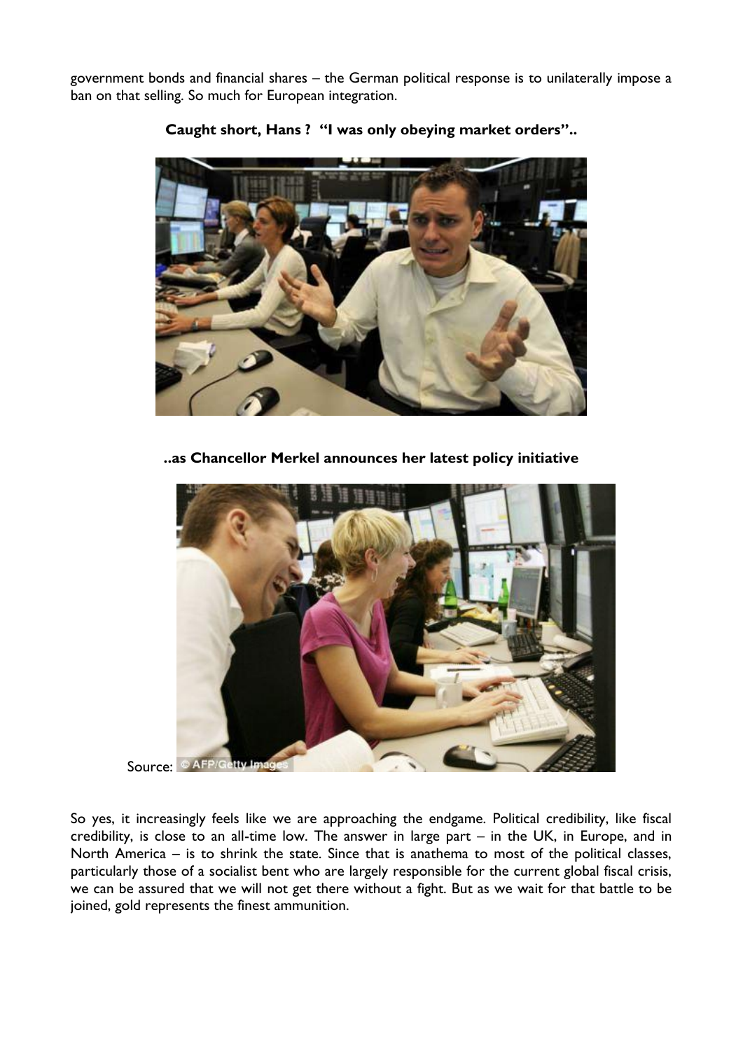government bonds and financial shares – the German political response is to unilaterally impose a ban on that selling. So much for European integration.

**Caught short, Hans ? "I was only obeying market orders"..**

**..as Chancellor Merkel announces her latest policy initiative**

Source: © AFP/Getty Images

So yes, it increasingly feels like we are approaching the endgame. Political credibility, like fiscal credibility, is close to an all-time low. The answer in large part – in the UK, in Europe, and in North America – is to shrink the state. Since that is anathema to most of the political classes, particularly those of a socialist bent who are largely responsible for the current global fiscal crisis, we can be assured that we will not get there without a fight. But as we wait for that battle to be joined, gold represents the finest ammunition.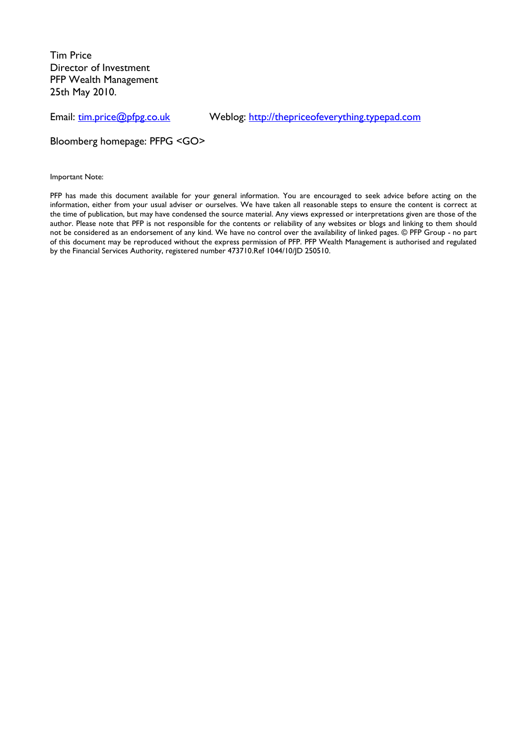Tim Price
Director of Investment
PFP Wealth Management
25th May 2010.

Email: [tim.price@pfpg.co.uk](mailto:tim.price@pfpg.co.uk) Weblog: [http://thepriceofeverything.typepad.com](http://thepriceofeverything.typepad.com)

Bloomberg homepage: PFPG <GO>

Important Note:

PFP has made this document available for your general information. You are encouraged to seek advice before acting on the information, either from your usual adviser or ourselves. We have taken all reasonable steps to ensure the content is correct at the time of publication, but may have condensed the source material. Any views expressed or interpretations given are those of the author. Please note that PFP is not responsible for the contents or reliability of any websites or blogs and linking to them should not be considered as an endorsement of any kind. We have no control over the availability of linked pages. © PFP Group - no part of this document may be reproduced without the express permission of PFP. PFP Wealth Management is authorised and regulated by the Financial Services Authority, registered number 473710.Ref 1044/10/JD 250510.